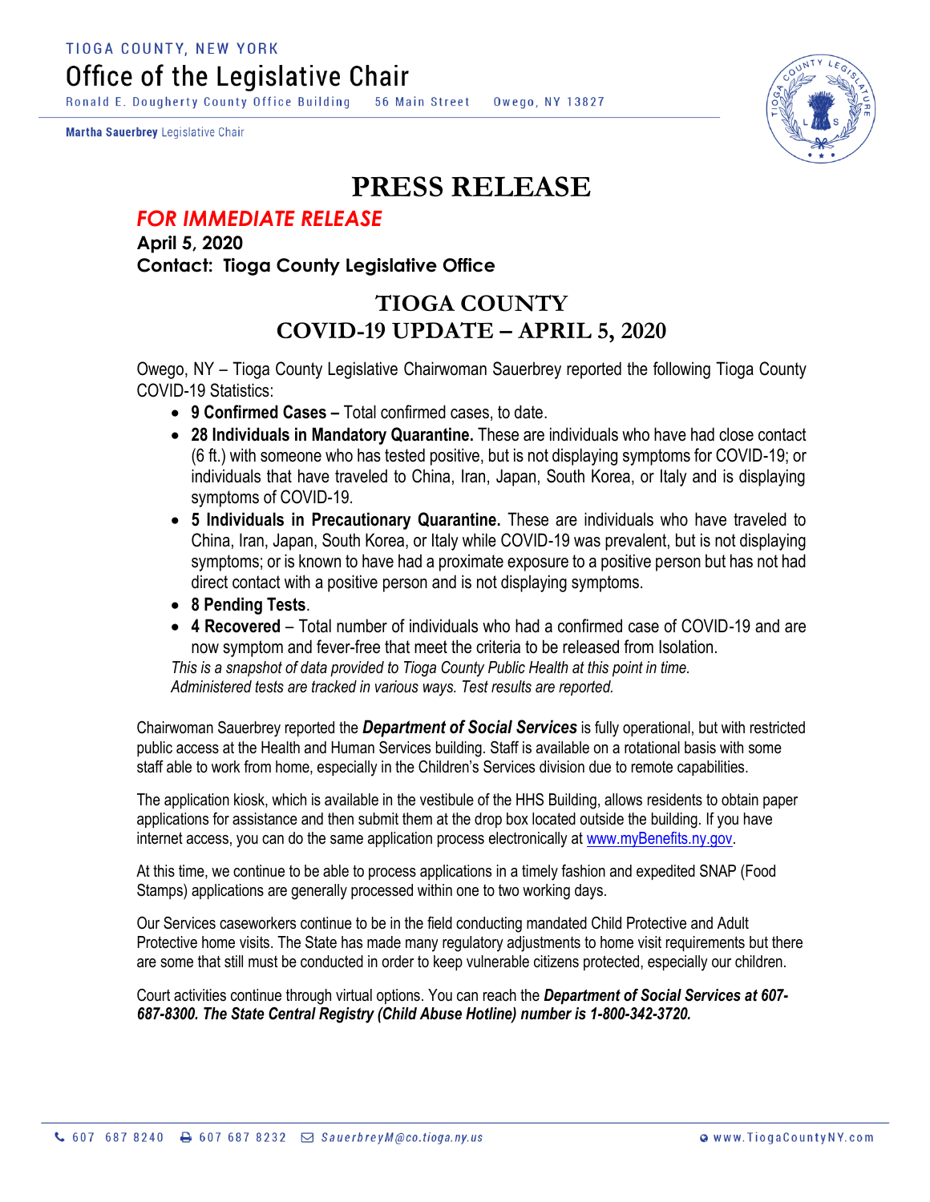TIOGA COUNTY, NEW YORK

# Office of the Legislative Chair

Ronald E. Dougherty County Office Building 56 Main Street Owego, NY 13827

**Martha Sauerbrey** Legislative Chair

# PRESS RELEASE

***FOR IMMEDIATE RELEASE***

**April 5, 2020**

**Contact: Tioga County Legislative Office**

## TIOGA COUNTY
## COVID-19 UPDATE – APRIL 5, 2020

Owego, NY – Tioga County Legislative Chairwoman Sauerbrey reported the following Tioga County COVID-19 Statistics:

- **9 Confirmed Cases –** Total confirmed cases, to date.
- **28 Individuals in Mandatory Quarantine.** These are individuals who have had close contact (6 ft.) with someone who has tested positive, but is not displaying symptoms for COVID-19; or individuals that have traveled to China, Iran, Japan, South Korea, or Italy and is displaying symptoms of COVID-19.
- **5 Individuals in Precautionary Quarantine.** These are individuals who have traveled to China, Iran, Japan, South Korea, or Italy while COVID-19 was prevalent, but is not displaying symptoms; or is known to have had a proximate exposure to a positive person but has not had direct contact with a positive person and is not displaying symptoms.
- **8 Pending Tests**.
- **4 Recovered** – Total number of individuals who had a confirmed case of COVID-19 and are now symptom and fever-free that meet the criteria to be released from Isolation.

*This is a snapshot of data provided to Tioga County Public Health at this point in time.*
*Administered tests are tracked in various ways. Test results are reported.*

Chairwoman Sauerbrey reported the ***Department of Social Services*** is fully operational, but with restricted public access at the Health and Human Services building. Staff is available on a rotational basis with some staff able to work from home, especially in the Children's Services division due to remote capabilities.

The application kiosk, which is available in the vestibule of the HHS Building, allows residents to obtain paper applications for assistance and then submit them at the drop box located outside the building. If you have internet access, you can do the same application process electronically at www.myBenefits.ny.gov.

At this time, we continue to be able to process applications in a timely fashion and expedited SNAP (Food Stamps) applications are generally processed within one to two working days.

Our Services caseworkers continue to be in the field conducting mandated Child Protective and Adult Protective home visits. The State has made many regulatory adjustments to home visit requirements but there are some that still must be conducted in order to keep vulnerable citizens protected, especially our children.

Court activities continue through virtual options. You can reach the ***Department of Social Services at 607-687-8300. The State Central Registry (Child Abuse Hotline) number is 1-800-342-3720.***

607 687 8240 607 687 8232 SauerbreyM@co.tioga.ny.us www.TiogaCountyNY.com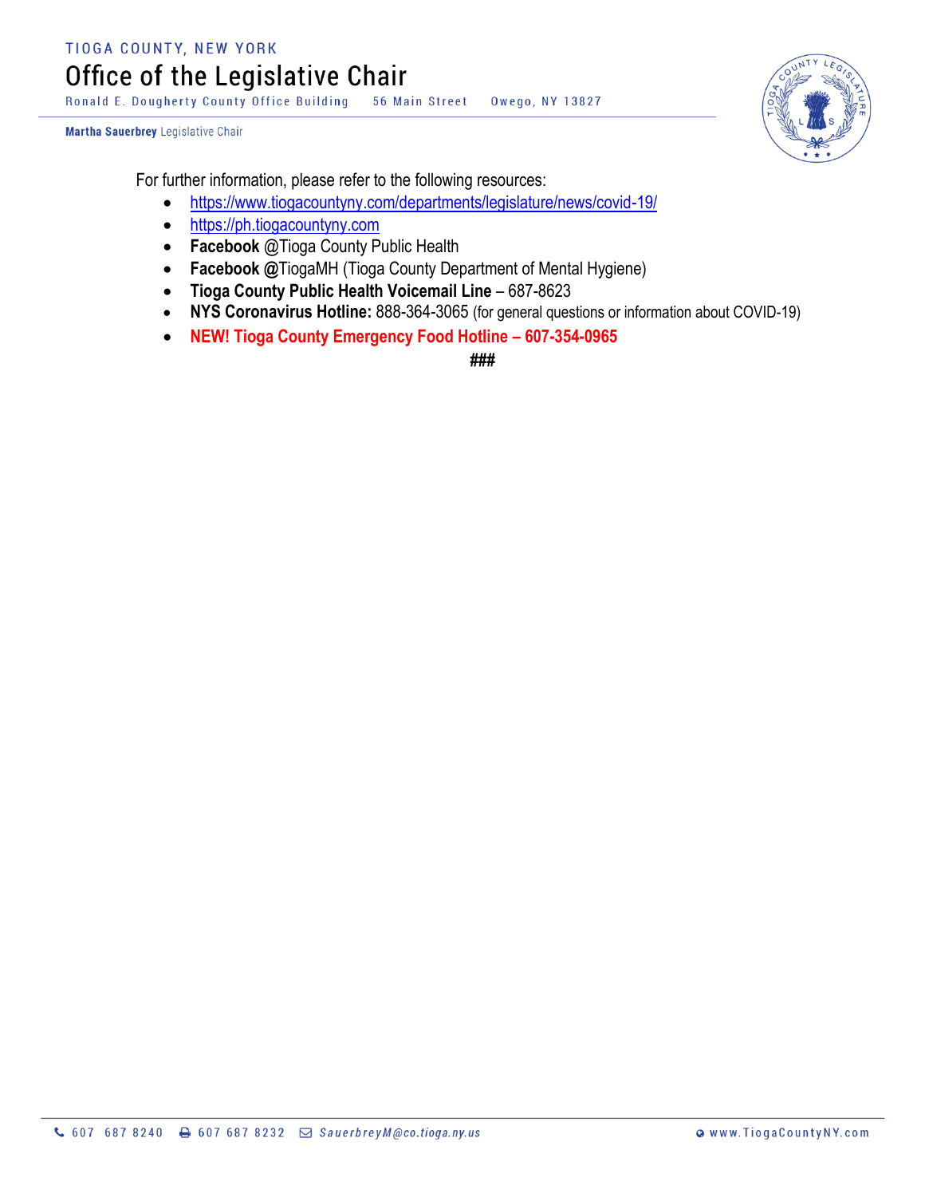For further information, please refer to the following resources:

- https://www.tiogacountyny.com/departments/legislature/news/covid-19/
- https://ph.tiogacountyny.com
- **Facebook** @Tioga County Public Health
- **Facebook @**TiogaMH (Tioga County Department of Mental Hygiene)
- **Tioga County Public Health Voicemail Line** – 687-8623
- **NYS Coronavirus Hotline:** 888-364-3065 (for general questions or information about COVID-19)
- **NEW! Tioga County Emergency Food Hotline – 607-354-0965**

###